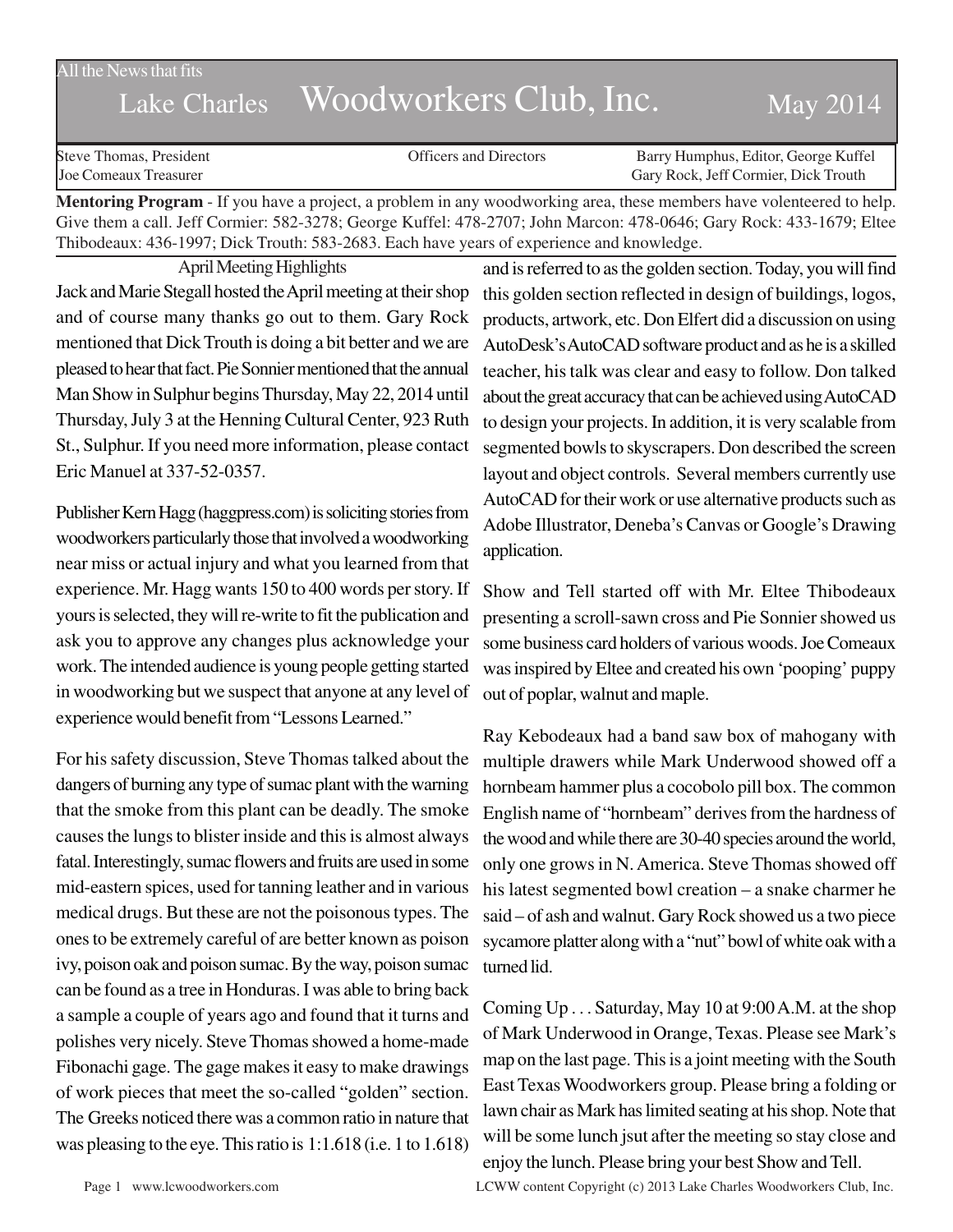All the News that fits

# Lake Charles Woodworkers Club, Inc. May 2014

Steve Thomas, President | Officers and Directors | Barry Humphus, Editor, George Kuffel
Joe Comeaux Treasurer | Gary Rock, Jeff Cormier, Dick Trouth

**Mentoring Program** - If you have a project, a problem in any woodworking area, these members have volenteered to help. Give them a call. Jeff Cormier: 582-3278; George Kuffel: 478-2707; John Marcon: 478-0646; Gary Rock: 433-1679; Eltee Thibodeaux: 436-1997; Dick Trouth: 583-2683. Each have years of experience and knowledge.

## April Meeting Highlights

Jack and Marie Stegall hosted the April meeting at their shop and of course many thanks go out to them. Gary Rock mentioned that Dick Trouth is doing a bit better and we are pleased to hear that fact. Pie Sonnier mentioned that the annual Man Show in Sulphur begins Thursday, May 22, 2014 until Thursday, July 3 at the Henning Cultural Center, 923 Ruth St., Sulphur. If you need more information, please contact Eric Manuel at 337-52-0357.

Publisher Kern Hagg (haggpress.com) is soliciting stories from woodworkers particularly those that involved a woodworking near miss or actual injury and what you learned from that experience. Mr. Hagg wants 150 to 400 words per story. If yours is selected, they will re-write to fit the publication and ask you to approve any changes plus acknowledge your work. The intended audience is young people getting started in woodworking but we suspect that anyone at any level of experience would benefit from "Lessons Learned."

For his safety discussion, Steve Thomas talked about the dangers of burning any type of sumac plant with the warning that the smoke from this plant can be deadly. The smoke causes the lungs to blister inside and this is almost always fatal. Interestingly, sumac flowers and fruits are used in some mid-eastern spices, used for tanning leather and in various medical drugs. But these are not the poisonous types. The ones to be extremely careful of are better known as poison ivy, poison oak and poison sumac. By the way, poison sumac can be found as a tree in Honduras. I was able to bring back a sample a couple of years ago and found that it turns and polishes very nicely. Steve Thomas showed a home-made Fibonachi gage. The gage makes it easy to make drawings of work pieces that meet the so-called "golden" section. The Greeks noticed there was a common ratio in nature that was pleasing to the eye. This ratio is 1:1.618 (i.e. 1 to 1.618) and is referred to as the golden section. Today, you will find this golden section reflected in design of buildings, logos, products, artwork, etc. Don Elfert did a discussion on using AutoDesk's AutoCAD software product and as he is a skilled teacher, his talk was clear and easy to follow. Don talked about the great accuracy that can be achieved using AutoCAD to design your projects. In addition, it is very scalable from segmented bowls to skyscrapers. Don described the screen layout and object controls. Several members currently use AutoCAD for their work or use alternative products such as Adobe Illustrator, Deneba's Canvas or Google's Drawing application.

Show and Tell started off with Mr. Eltee Thibodeaux presenting a scroll-sawn cross and Pie Sonnier showed us some business card holders of various woods. Joe Comeaux was inspired by Eltee and created his own 'pooping' puppy out of poplar, walnut and maple.

Ray Kebodeaux had a band saw box of mahogany with multiple drawers while Mark Underwood showed off a hornbeam hammer plus a cocobolo pill box. The common English name of "hornbeam" derives from the hardness of the wood and while there are 30-40 species around the world, only one grows in N. America. Steve Thomas showed off his latest segmented bowl creation – a snake charmer he said – of ash and walnut. Gary Rock showed us a two piece sycamore platter along with a "nut" bowl of white oak with a turned lid.

Coming Up . . . Saturday, May 10 at 9:00 A.M. at the shop of Mark Underwood in Orange, Texas. Please see Mark's map on the last page. This is a joint meeting with the South East Texas Woodworkers group. Please bring a folding or lawn chair as Mark has limited seating at his shop. Note that will be some lunch jsut after the meeting so stay close and enjoy the lunch. Please bring your best Show and Tell.

LCWW content Copyright (c) 2013 Lake Charles Woodworkers Club, Inc.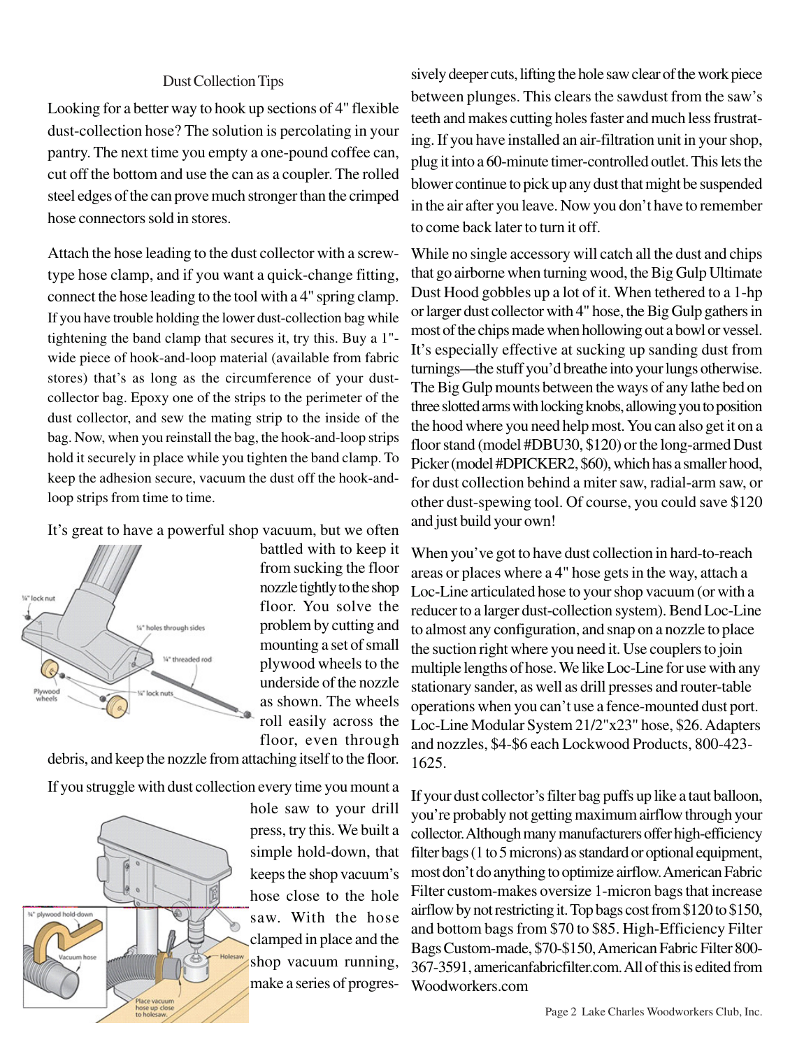## Dust Collection Tips

Looking for a better way to hook up sections of 4" flexible dust-collection hose? The solution is percolating in your pantry. The next time you empty a one-pound coffee can, cut off the bottom and use the can as a coupler. The rolled steel edges of the can prove much stronger than the crimped hose connectors sold in stores.

Attach the hose leading to the dust collector with a screw-type hose clamp, and if you want a quick-change fitting, connect the hose leading to the tool with a 4" spring clamp. If you have trouble holding the lower dust-collection bag while tightening the band clamp that secures it, try this. Buy a 1"-wide piece of hook-and-loop material (available from fabric stores) that's as long as the circumference of your dust-collector bag. Epoxy one of the strips to the perimeter of the dust collector, and sew the mating strip to the inside of the bag. Now, when you reinstall the bag, the hook-and-loop strips hold it securely in place while you tighten the band clamp. To keep the adhesion secure, vacuum the dust off the hook-and-loop strips from time to time.

It's great to have a powerful shop vacuum, but we often battled with to keep it from sucking the floor nozzle tightly to the shop floor. You solve the problem by cutting and mounting a set of small plywood wheels to the underside of the nozzle as shown. The wheels roll easily across the floor, even through debris, and keep the nozzle from attaching itself to the floor.

If you struggle with dust collection every time you mount a hole saw to your drill press, try this. We built a simple hold-down, that keeps the shop vacuum's hose close to the hole saw. With the hose clamped in place and the shop vacuum running, make a series of progressively deeper cuts, lifting the hole saw clear of the work piece between plunges. This clears the sawdust from the saw's teeth and makes cutting holes faster and much less frustrating. If you have installed an air-filtration unit in your shop, plug it into a 60-minute timer-controlled outlet. This lets the blower continue to pick up any dust that might be suspended in the air after you leave. Now you don't have to remember to come back later to turn it off.

While no single accessory will catch all the dust and chips that go airborne when turning wood, the Big Gulp Ultimate Dust Hood gobbles up a lot of it. When tethered to a 1-hp or larger dust collector with 4" hose, the Big Gulp gathers in most of the chips made when hollowing out a bowl or vessel. It's especially effective at sucking up sanding dust from turnings—the stuff you'd breathe into your lungs otherwise. The Big Gulp mounts between the ways of any lathe bed on three slotted arms with locking knobs, allowing you to position the hood where you need help most. You can also get it on a floor stand (model #DBU30, $120) or the long-armed Dust Picker (model #DPICKER2, $60), which has a smaller hood, for dust collection behind a miter saw, radial-arm saw, or other dust-spewing tool. Of course, you could save $120 and just build your own!

When you've got to have dust collection in hard-to-reach areas or places where a 4" hose gets in the way, attach a Loc-Line articulated hose to your shop vacuum (or with a reducer to a larger dust-collection system). Bend Loc-Line to almost any configuration, and snap on a nozzle to place the suction right where you need it. Use couplers to join multiple lengths of hose. We like Loc-Line for use with any stationary sander, as well as drill presses and router-table operations when you can't use a fence-mounted dust port. Loc-Line Modular System 21/2"x23" hose, $26. Adapters and nozzles, $4-$6 each Lockwood Products, 800-423-1625.

If your dust collector's filter bag puffs up like a taut balloon, you're probably not getting maximum airflow through your collector. Although many manufacturers offer high-efficiency filter bags (1 to 5 microns) as standard or optional equipment, most don't do anything to optimize airflow. American Fabric Filter custom-makes oversize 1-micron bags that increase airflow by not restricting it. Top bags cost from $120 to $150, and bottom bags from $70 to $85. High-Efficiency Filter Bags Custom-made, $70-$150, American Fabric Filter 800-367-3591, americanfabricfilter.com. All of this is edited from Woodworkers.com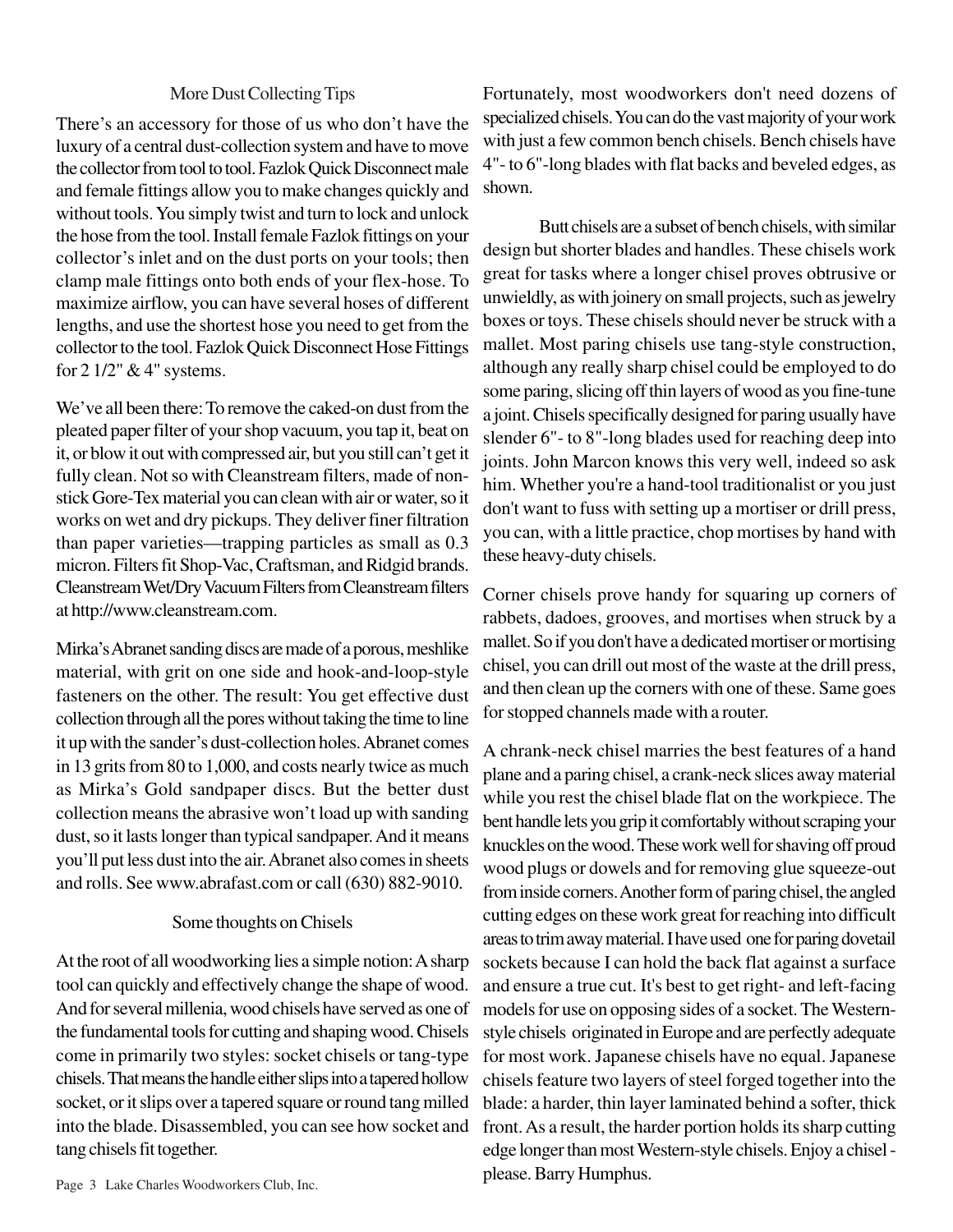## More Dust Collecting Tips

There's an accessory for those of us who don't have the luxury of a central dust-collection system and have to move the collector from tool to tool. Fazlok Quick Disconnect male and female fittings allow you to make changes quickly and without tools. You simply twist and turn to lock and unlock the hose from the tool. Install female Fazlok fittings on your collector's inlet and on the dust ports on your tools; then clamp male fittings onto both ends of your flex-hose. To maximize airflow, you can have several hoses of different lengths, and use the shortest hose you need to get from the collector to the tool. Fazlok Quick Disconnect Hose Fittings for 2 1/2" & 4" systems.

We've all been there: To remove the caked-on dust from the pleated paper filter of your shop vacuum, you tap it, beat on it, or blow it out with compressed air, but you still can't get it fully clean. Not so with Cleanstream filters, made of non-stick Gore-Tex material you can clean with air or water, so it works on wet and dry pickups. They deliver finer filtration than paper varieties—trapping particles as small as 0.3 micron. Filters fit Shop-Vac, Craftsman, and Ridgid brands. Cleanstream Wet/Dry Vacuum Filters from Cleanstream filters at http://www.cleanstream.com.

Mirka's Abranet sanding discs are made of a porous, meshlike material, with grit on one side and hook-and-loop-style fasteners on the other. The result: You get effective dust collection through all the pores without taking the time to line it up with the sander's dust-collection holes. Abranet comes in 13 grits from 80 to 1,000, and costs nearly twice as much as Mirka's Gold sandpaper discs. But the better dust collection means the abrasive won't load up with sanding dust, so it lasts longer than typical sandpaper. And it means you'll put less dust into the air. Abranet also comes in sheets and rolls. See www.abrafast.com or call (630) 882-9010.

## Some thoughts on Chisels

At the root of all woodworking lies a simple notion: A sharp tool can quickly and effectively change the shape of wood. And for several millenia, wood chisels have served as one of the fundamental tools for cutting and shaping wood. Chisels come in primarily two styles: socket chisels or tang-type chisels. That means the handle either slips into a tapered hollow socket, or it slips over a tapered square or round tang milled into the blade. Disassembled, you can see how socket and tang chisels fit together.

Fortunately, most woodworkers don't need dozens of specialized chisels. You can do the vast majority of your work with just a few common bench chisels. Bench chisels have 4"- to 6"-long blades with flat backs and beveled edges, as shown.

Butt chisels are a subset of bench chisels, with similar design but shorter blades and handles. These chisels work great for tasks where a longer chisel proves obtrusive or unwieldly, as with joinery on small projects, such as jewelry boxes or toys. These chisels should never be struck with a mallet. Most paring chisels use tang-style construction, although any really sharp chisel could be employed to do some paring, slicing off thin layers of wood as you fine-tune a joint. Chisels specifically designed for paring usually have slender 6"- to 8"-long blades used for reaching deep into joints. John Marcon knows this very well, indeed so ask him. Whether you're a hand-tool traditionalist or you just don't want to fuss with setting up a mortiser or drill press, you can, with a little practice, chop mortises by hand with these heavy-duty chisels.

Corner chisels prove handy for squaring up corners of rabbets, dadoes, grooves, and mortises when struck by a mallet. So if you don't have a dedicated mortiser or mortising chisel, you can drill out most of the waste at the drill press, and then clean up the corners with one of these. Same goes for stopped channels made with a router.

A chrank-neck chisel marries the best features of a hand plane and a paring chisel, a crank-neck slices away material while you rest the chisel blade flat on the workpiece. The bent handle lets you grip it comfortably without scraping your knuckles on the wood. These work well for shaving off proud wood plugs or dowels and for removing glue squeeze-out from inside corners. Another form of paring chisel, the angled cutting edges on these work great for reaching into difficult areas to trim away material. I have used one for paring dovetail sockets because I can hold the back flat against a surface and ensure a true cut. It's best to get right- and left-facing models for use on opposing sides of a socket. The Western-style chisels originated in Europe and are perfectly adequate for most work. Japanese chisels have no equal. Japanese chisels feature two layers of steel forged together into the blade: a harder, thin layer laminated behind a softer, thick front. As a result, the harder portion holds its sharp cutting edge longer than most Western-style chisels. Enjoy a chisel - please. Barry Humphus.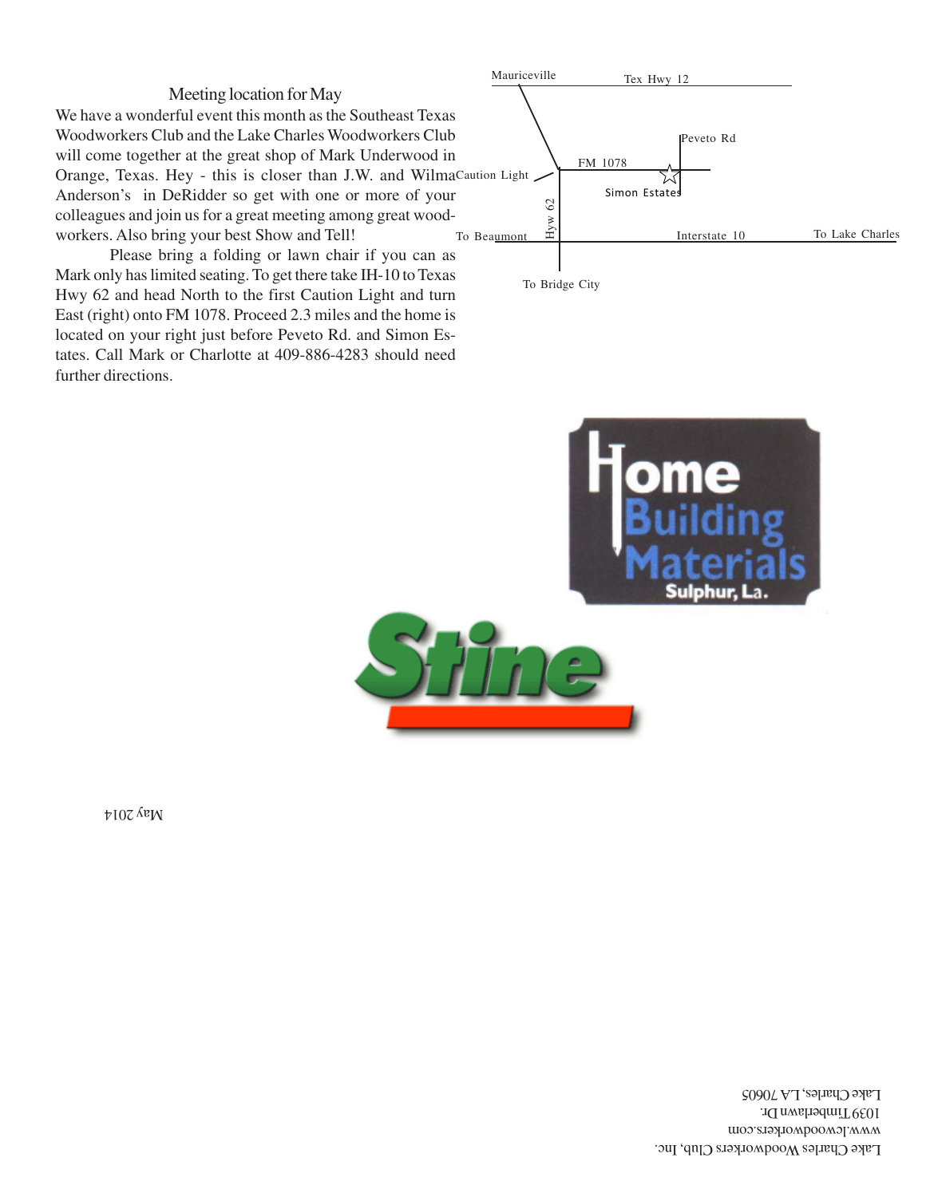## Meeting location for May

We have a wonderful event this month as the Southeast Texas Woodworkers Club and the Lake Charles Woodworkers Club will come together at the great shop of Mark Underwood in Orange, Texas. Hey - this is closer than J.W. and Wilma Anderson's in DeRidder so get with one or more of your colleagues and join us for a great meeting among great woodworkers. Also bring your best Show and Tell!

Please bring a folding or lawn chair if you can as Mark only has limited seating. To get there take IH-10 to Texas Hwy 62 and head North to the first Caution Light and turn East (right) onto FM 1078. Proceed 2.3 miles and the home is located on your right just before Peveto Rd. and Simon Estates. Call Mark or Charlotte at 409-886-4283 should need further directions.

Mauriceville
Tex Hwy 12
Peveto Rd
FM 1078
Caution Light
Simon Estates
Hyw 62
To Beaumont
Interstate 10
To Lake Charles
To Bridge City

Home Building Materials
Sulphur, La.

Stine

May 2014

Lake Charles Woodworkers Club, Inc.
www.lcwoodworkers.com
1039 Timberlawn Dr.
Lake Charles, LA 70605